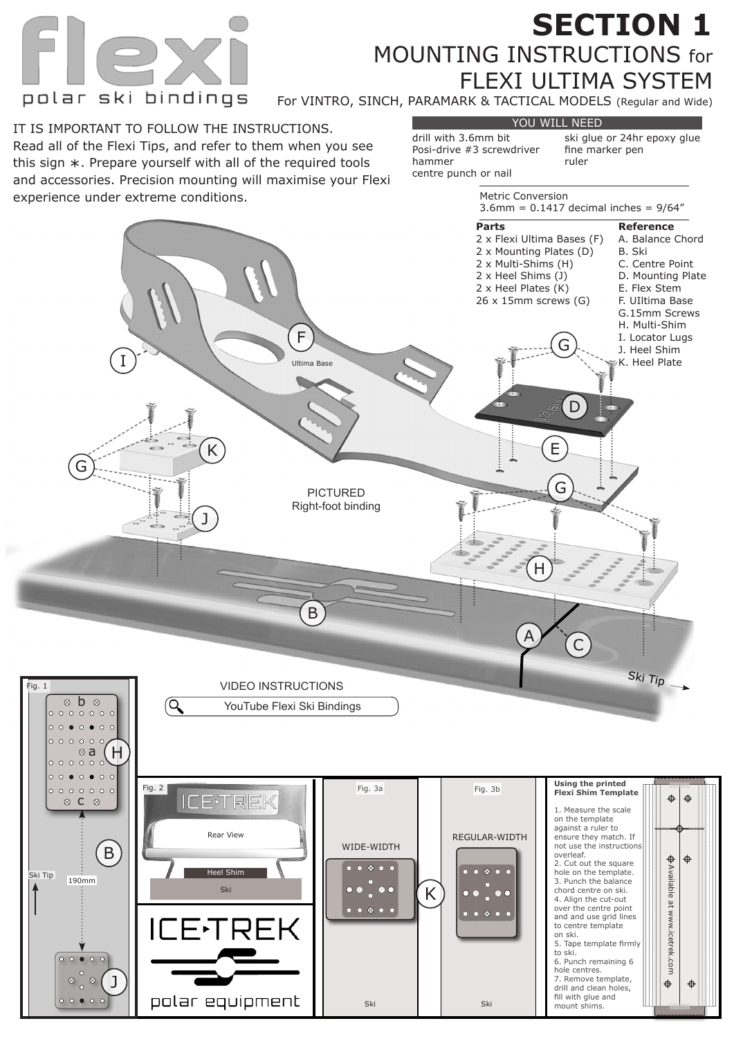# Flexi

polar ski bindings

# SECTION 1

## MOUNTING INSTRUCTIONS for FLEXI ULTIMA SYSTEM

For VINTRO, SINCH, PARAMARK & TACTICAL MODELS (Regular and Wide)

IT IS IMPORTANT TO FOLLOW THE INSTRUCTIONS.
Read all of the Flexi Tips, and refer to them when you see this sign ∗. Prepare yourself with all of the required tools and accessories. Precision mounting will maximise your Flexi experience under extreme conditions.

### YOU WILL NEED

- drill with 3.6mm bit
- Posi-drive #3 screwdriver
- hammer
- centre punch or nail
- ski glue or 24hr epoxy glue
- fine marker pen
- ruler

Metric Conversion
3.6mm = 0.1417 decimal inches = 9/64"

| Parts | Reference |
|---|---|
| 2 x Flexi Ultima Bases (F) | A. Balance Chord |
| 2 x Mounting Plates (D) | B. Ski |
| 2 x Multi-Shims (H) | C. Centre Point |
| 2 x Heel Shims (J) | D. Mounting Plate |
| 2 x Heel Plates (K) | E. Flex Stem |
| 26 x 15mm screws (G) | F. UIltima Base |
| | G.15mm Screws |
| | H. Multi-Shim |
| | I. Locator Lugs |
| | J. Heel Shim |
| | K. Heel Plate |

Ultima Base

PICTURED
Right-foot binding

Ski Tip →

VIDEO INSTRUCTIONS

YouTube Flexi Ski Bindings

Fig. 1

Ski Tip

190mm

Fig. 2

ICE·TREK

Rear View

Heel Shim

Ski

ICE·TREK
polar equipment

Fig. 3a

WIDE-WIDTH

Ski

Fig. 3b

REGULAR-WIDTH

Ski

**Using the printed Flexi Shim Template**

1. Measure the scale on the template against a ruler to ensure they match. If not use the instructions overleaf.
2. Cut out the square hole on the template.
3. Punch the balance chord centre on ski.
4. Align the cut-out over the centre point and and use grid lines to centre template on ski.
5. Tape template firmly to ski.
6. Punch remaining 6 hole centres.
7. Remove template, drill and clean holes, fill with glue and mount shims.

Available at www.icetrek.com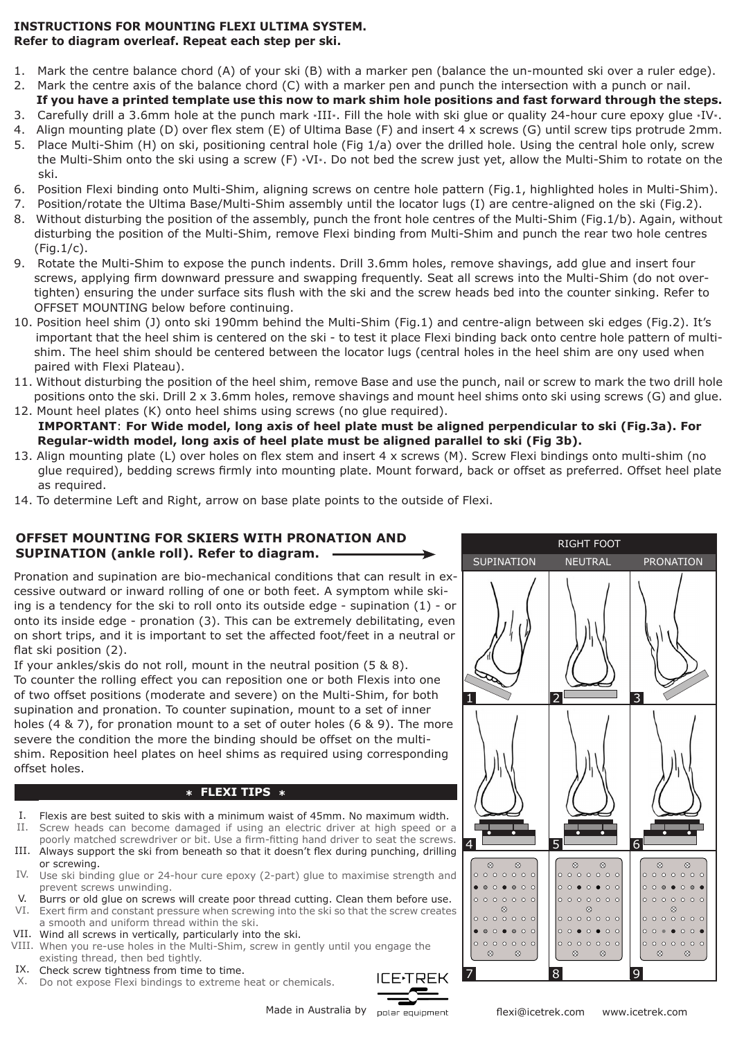**INSTRUCTIONS FOR MOUNTING FLEXI ULTIMA SYSTEM.**
**Refer to diagram overleaf. Repeat each step per ski.**

1. Mark the centre balance chord (A) of your ski (B) with a marker pen (balance the un-mounted ski over a ruler edge).
2. Mark the centre axis of the balance chord (C) with a marker pen and punch the intersection with a punch or nail.
   **If you have a printed template use this now to mark shim hole positions and fast forward through the steps.**
3. Carefully drill a 3.6mm hole at the punch mark *III*. Fill the hole with ski glue or quality 24-hour cure epoxy glue *IV*.
4. Align mounting plate (D) over flex stem (E) of Ultima Base (F) and insert 4 x screws (G) until screw tips protrude 2mm.
5. Place Multi-Shim (H) on ski, positioning central hole (Fig 1/a) over the drilled hole. Using the central hole only, screw the Multi-Shim onto the ski using a screw (F) *VI*. Do not bed the screw just yet, allow the Multi-Shim to rotate on the ski.
6. Position Flexi binding onto Multi-Shim, aligning screws on centre hole pattern (Fig.1, highlighted holes in Multi-Shim).
7. Position/rotate the Ultima Base/Multi-Shim assembly until the locator lugs (I) are centre-aligned on the ski (Fig.2).
8. Without disturbing the position of the assembly, punch the front hole centres of the Multi-Shim (Fig.1/b). Again, without disturbing the position of the Multi-Shim, remove Flexi binding from Multi-Shim and punch the rear two hole centres (Fig.1/c).
9. Rotate the Multi-Shim to expose the punch indents. Drill 3.6mm holes, remove shavings, add glue and insert four screws, applying firm downward pressure and swapping frequently. Seat all screws into the Multi-Shim (do not over-tighten) ensuring the under surface sits flush with the ski and the screw heads bed into the counter sinking. Refer to OFFSET MOUNTING below before continuing.
10. Position heel shim (J) onto ski 190mm behind the Multi-Shim (Fig.1) and centre-align between ski edges (Fig.2). It's important that the heel shim is centered on the ski - to test it place Flexi binding back onto centre hole pattern of multi-shim. The heel shim should be centered between the locator lugs (central holes in the heel shim are ony used when paired with Flexi Plateau).
11. Without disturbing the position of the heel shim, remove Base and use the punch, nail or screw to mark the two drill hole positions onto the ski. Drill 2 x 3.6mm holes, remove shavings and mount heel shims onto ski using screws (G) and glue.
12. Mount heel plates (K) onto heel shims using screws (no glue required).
    **IMPORTANT**: **For Wide model, long axis of heel plate must be aligned perpendicular to ski (Fig.3a). For Regular-width model, long axis of heel plate must be aligned parallel to ski (Fig 3b).**
13. Align mounting plate (L) over holes on flex stem and insert 4 x screws (M). Screw Flexi bindings onto multi-shim (no glue required), bedding screws firmly into mounting plate. Mount forward, back or offset as preferred. Offset heel plate as required.
14. To determine Left and Right, arrow on base plate points to the outside of Flexi.

## OFFSET MOUNTING FOR SKIERS WITH PRONATION AND SUPINATION (ankle roll). Refer to diagram.

Pronation and supination are bio-mechanical conditions that can result in excessive outward or inward rolling of one or both feet. A symptom while skiing is a tendency for the ski to roll onto its outside edge - supination (1) - or onto its inside edge - pronation (3). This can be extremely debilitating, even on short trips, and it is important to set the affected foot/feet in a neutral or flat ski position (2).

If your ankles/skis do not roll, mount in the neutral position (5 & 8).

To counter the rolling effect you can reposition one or both Flexis into one of two offset positions (moderate and severe) on the Multi-Shim, for both supination and pronation. To counter supination, mount to a set of inner holes (4 & 7), for pronation mount to a set of outer holes (6 & 9). The more severe the condition the more the binding should be offset on the multi-shim. Reposition heel plates on heel shims as required using corresponding offset holes.

RIGHT FOOT

SUPINATION NEUTRAL PRONATION

1 2 3

4 5 6

7 8 9

## * FLEXI TIPS *

I. Flexis are best suited to skis with a minimum waist of 45mm. No maximum width.
II. Screw heads can become damaged if using an electric driver at high speed or a poorly matched screwdriver or bit. Use a firm-fitting hand driver to seat the screws.
III. Always support the ski from beneath so that it doesn't flex during punching, drilling or screwing.
IV. Use ski binding glue or 24-hour cure epoxy (2-part) glue to maximise strength and prevent screws unwinding.
V. Burrs or old glue on screws will create poor thread cutting. Clean them before use.
VI. Exert firm and constant pressure when screwing into the ski so that the screw creates a smooth and uniform thread within the ski.
VII. Wind all screws in vertically, particularly into the ski.
VIII. When you re-use holes in the Multi-Shim, screw in gently until you engage the existing thread, then bed tightly.
IX. Check screw tightness from time to time.
X. Do not expose Flexi bindings to extreme heat or chemicals.

Made in Australia by ICE·TREK polar equipment

flexi@icetrek.com www.icetrek.com